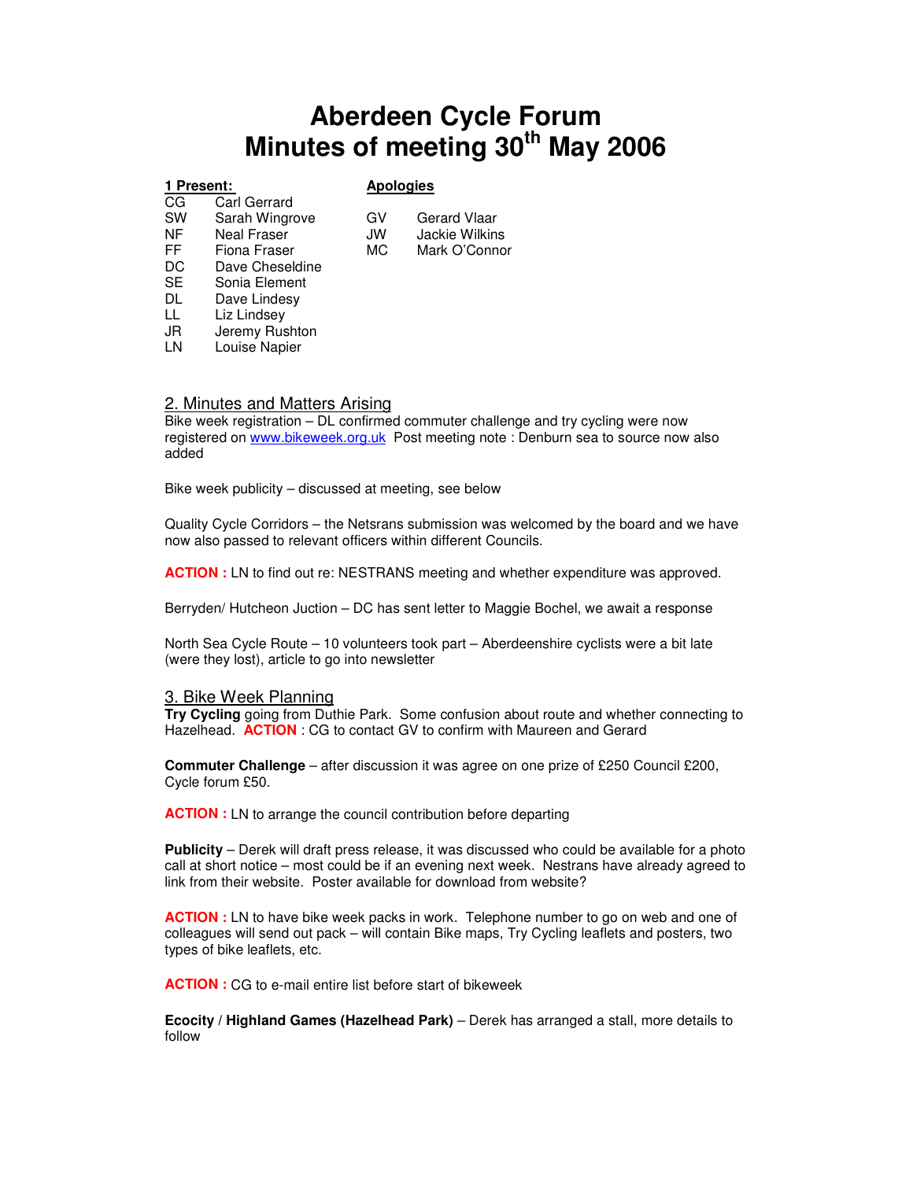# Aberdeen Cycle Forum
# Minutes of meeting 30th May 2006

| 1 Present: | | Apologies | |
|---|---|---|---|
| CG | Carl Gerrard | | |
| SW | Sarah Wingrove | GV | Gerard Vlaar |
| NF | Neal Fraser | JW | Jackie Wilkins |
| FF | Fiona Fraser | MC | Mark O'Connor |
| DC | Dave Cheseldine | | |
| SE | Sonia Element | | |
| DL | Dave Lindesy | | |
| LL | Liz Lindsey | | |
| JR | Jeremy Rushton | | |
| LN | Louise Napier | | |

## 2. Minutes and Matters Arising

Bike week registration – DL confirmed commuter challenge and try cycling were now registered on www.bikeweek.org.uk Post meeting note : Denburn sea to source now also added

Bike week publicity – discussed at meeting, see below

Quality Cycle Corridors – the Netsrans submission was welcomed by the board and we have now also passed to relevant officers within different Councils.

**ACTION :** LN to find out re: NESTRANS meeting and whether expenditure was approved.

Berryden/ Hutcheon Juction – DC has sent letter to Maggie Bochel, we await a response

North Sea Cycle Route – 10 volunteers took part – Aberdeenshire cyclists were a bit late (were they lost), article to go into newsletter

## 3. Bike Week Planning

**Try Cycling** going from Duthie Park. Some confusion about route and whether connecting to Hazelhead. **ACTION** : CG to contact GV to confirm with Maureen and Gerard

**Commuter Challenge** – after discussion it was agree on one prize of £250 Council £200, Cycle forum £50.

**ACTION :** LN to arrange the council contribution before departing

**Publicity** – Derek will draft press release, it was discussed who could be available for a photo call at short notice – most could be if an evening next week. Nestrans have already agreed to link from their website. Poster available for download from website?

**ACTION :** LN to have bike week packs in work. Telephone number to go on web and one of colleagues will send out pack – will contain Bike maps, Try Cycling leaflets and posters, two types of bike leaflets, etc.

**ACTION :** CG to e-mail entire list before start of bikeweek

**Ecocity / Highland Games (Hazelhead Park)** – Derek has arranged a stall, more details to follow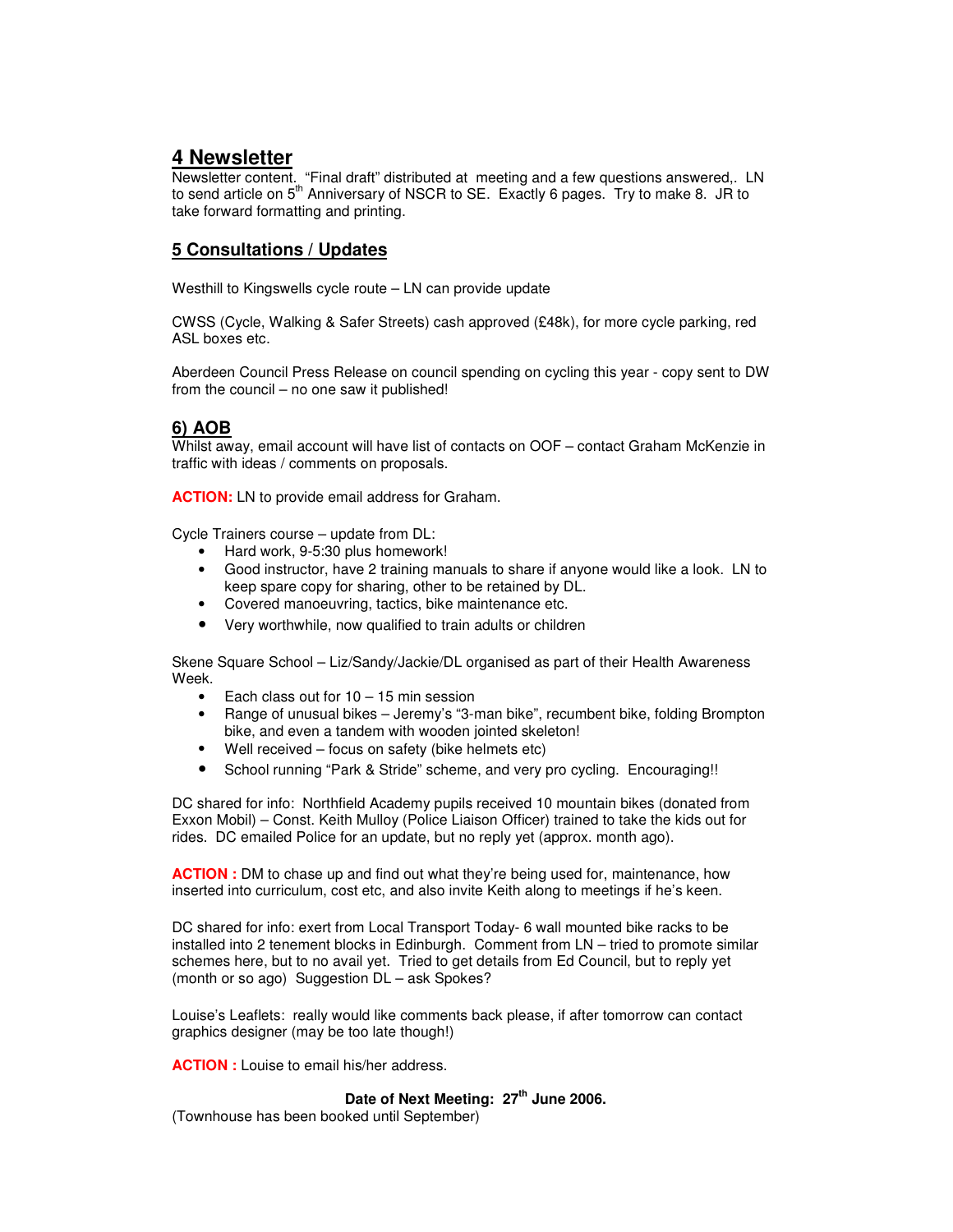## 4 Newsletter

Newsletter content. "Final draft" distributed at meeting and a few questions answered,. LN to send article on 5th Anniversary of NSCR to SE. Exactly 6 pages. Try to make 8. JR to take forward formatting and printing.

## 5 Consultations / Updates

Westhill to Kingswells cycle route – LN can provide update

CWSS (Cycle, Walking & Safer Streets) cash approved (£48k), for more cycle parking, red ASL boxes etc.

Aberdeen Council Press Release on council spending on cycling this year - copy sent to DW from the council – no one saw it published!

## 6) AOB

Whilst away, email account will have list of contacts on OOF – contact Graham McKenzie in traffic with ideas / comments on proposals.

**ACTION:** LN to provide email address for Graham.

Cycle Trainers course – update from DL:

- Hard work, 9-5:30 plus homework!
- Good instructor, have 2 training manuals to share if anyone would like a look. LN to keep spare copy for sharing, other to be retained by DL.
- Covered manoeuvring, tactics, bike maintenance etc.
- Very worthwhile, now qualified to train adults or children

Skene Square School – Liz/Sandy/Jackie/DL organised as part of their Health Awareness Week.

- Each class out for 10 – 15 min session
- Range of unusual bikes – Jeremy's "3-man bike", recumbent bike, folding Brompton bike, and even a tandem with wooden jointed skeleton!
- Well received – focus on safety (bike helmets etc)
- School running "Park & Stride" scheme, and very pro cycling. Encouraging!!

DC shared for info: Northfield Academy pupils received 10 mountain bikes (donated from Exxon Mobil) – Const. Keith Mulloy (Police Liaison Officer) trained to take the kids out for rides. DC emailed Police for an update, but no reply yet (approx. month ago).

**ACTION :** DM to chase up and find out what they're being used for, maintenance, how inserted into curriculum, cost etc, and also invite Keith along to meetings if he's keen.

DC shared for info: exert from Local Transport Today- 6 wall mounted bike racks to be installed into 2 tenement blocks in Edinburgh. Comment from LN – tried to promote similar schemes here, but to no avail yet. Tried to get details from Ed Council, but to reply yet (month or so ago) Suggestion DL – ask Spokes?

Louise's Leaflets: really would like comments back please, if after tomorrow can contact graphics designer (may be too late though!)

**ACTION :** Louise to email his/her address.

**Date of Next Meeting: 27th June 2006.**

(Townhouse has been booked until September)